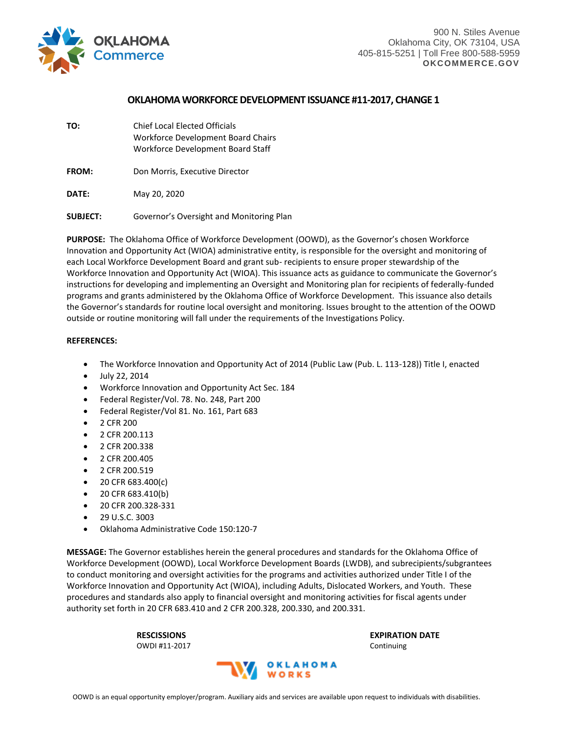900 N. Stiles Avenue
Oklahoma City, OK 73104, USA
405-815-5251 | Toll Free 800-588-5959
**OKCOMMERCE.GOV**

# OKLAHOMA WORKFORCE DEVELOPMENT ISSUANCE #11-2017, CHANGE 1

**TO:** Chief Local Elected Officials
Workforce Development Board Chairs
Workforce Development Board Staff

**FROM:** Don Morris, Executive Director

**DATE:** May 20, 2020

**SUBJECT:** Governor's Oversight and Monitoring Plan

**PURPOSE:** The Oklahoma Office of Workforce Development (OOWD), as the Governor's chosen Workforce Innovation and Opportunity Act (WIOA) administrative entity, is responsible for the oversight and monitoring of each Local Workforce Development Board and grant sub- recipients to ensure proper stewardship of the Workforce Innovation and Opportunity Act (WIOA). This issuance acts as guidance to communicate the Governor's instructions for developing and implementing an Oversight and Monitoring plan for recipients of federally-funded programs and grants administered by the Oklahoma Office of Workforce Development. This issuance also details the Governor's standards for routine local oversight and monitoring. Issues brought to the attention of the OOWD outside or routine monitoring will fall under the requirements of the Investigations Policy.

**REFERENCES:**

- The Workforce Innovation and Opportunity Act of 2014 (Public Law (Pub. L. 113-128)) Title I, enacted
- July 22, 2014
- Workforce Innovation and Opportunity Act Sec. 184
- Federal Register/Vol. 78. No. 248, Part 200
- Federal Register/Vol 81. No. 161, Part 683
- 2 CFR 200
- 2 CFR 200.113
- 2 CFR 200.338
- 2 CFR 200.405
- 2 CFR 200.519
- 20 CFR 683.400(c)
- 20 CFR 683.410(b)
- 20 CFR 200.328-331
- 29 U.S.C. 3003
- Oklahoma Administrative Code 150:120-7

**MESSAGE:** The Governor establishes herein the general procedures and standards for the Oklahoma Office of Workforce Development (OOWD), Local Workforce Development Boards (LWDB), and subrecipients/subgrantees to conduct monitoring and oversight activities for the programs and activities authorized under Title I of the Workforce Innovation and Opportunity Act (WIOA), including Adults, Dislocated Workers, and Youth. These procedures and standards also apply to financial oversight and monitoring activities for fiscal agents under authority set forth in 20 CFR 683.410 and 2 CFR 200.328, 200.330, and 200.331.

| RESCISSIONS | EXPIRATION DATE |
| --- | --- |
| OWDI #11-2017 | Continuing |

OOWD is an equal opportunity employer/program. Auxiliary aids and services are available upon request to individuals with disabilities.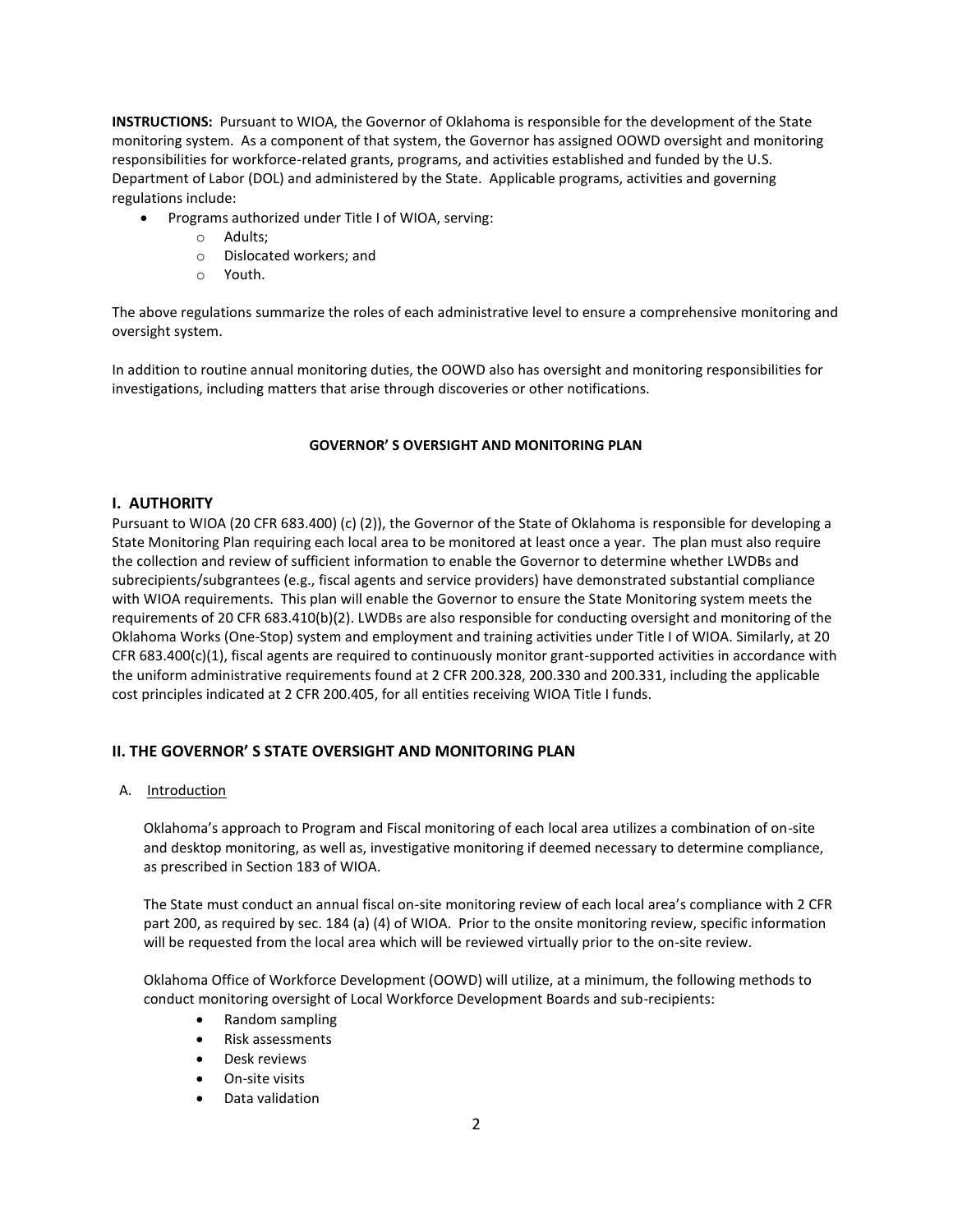**INSTRUCTIONS:** Pursuant to WIOA, the Governor of Oklahoma is responsible for the development of the State monitoring system. As a component of that system, the Governor has assigned OOWD oversight and monitoring responsibilities for workforce-related grants, programs, and activities established and funded by the U.S. Department of Labor (DOL) and administered by the State. Applicable programs, activities and governing regulations include:

- Programs authorized under Title I of WIOA, serving:
  - Adults;
  - Dislocated workers; and
  - Youth.

The above regulations summarize the roles of each administrative level to ensure a comprehensive monitoring and oversight system.

In addition to routine annual monitoring duties, the OOWD also has oversight and monitoring responsibilities for investigations, including matters that arise through discoveries or other notifications.

**GOVERNOR' S OVERSIGHT AND MONITORING PLAN**

## I. AUTHORITY

Pursuant to WIOA (20 CFR 683.400) (c) (2)), the Governor of the State of Oklahoma is responsible for developing a State Monitoring Plan requiring each local area to be monitored at least once a year. The plan must also require the collection and review of sufficient information to enable the Governor to determine whether LWDBs and subrecipients/subgrantees (e.g., fiscal agents and service providers) have demonstrated substantial compliance with WIOA requirements. This plan will enable the Governor to ensure the State Monitoring system meets the requirements of 20 CFR 683.410(b)(2). LWDBs are also responsible for conducting oversight and monitoring of the Oklahoma Works (One-Stop) system and employment and training activities under Title I of WIOA. Similarly, at 20 CFR 683.400(c)(1), fiscal agents are required to continuously monitor grant-supported activities in accordance with the uniform administrative requirements found at 2 CFR 200.328, 200.330 and 200.331, including the applicable cost principles indicated at 2 CFR 200.405, for all entities receiving WIOA Title I funds.

## II. THE GOVERNOR' S STATE OVERSIGHT AND MONITORING PLAN

A. Introduction

Oklahoma's approach to Program and Fiscal monitoring of each local area utilizes a combination of on-site and desktop monitoring, as well as, investigative monitoring if deemed necessary to determine compliance, as prescribed in Section 183 of WIOA.

The State must conduct an annual fiscal on-site monitoring review of each local area's compliance with 2 CFR part 200, as required by sec. 184 (a) (4) of WIOA. Prior to the onsite monitoring review, specific information will be requested from the local area which will be reviewed virtually prior to the on-site review.

Oklahoma Office of Workforce Development (OOWD) will utilize, at a minimum, the following methods to conduct monitoring oversight of Local Workforce Development Boards and sub-recipients:

- Random sampling
- Risk assessments
- Desk reviews
- On-site visits
- Data validation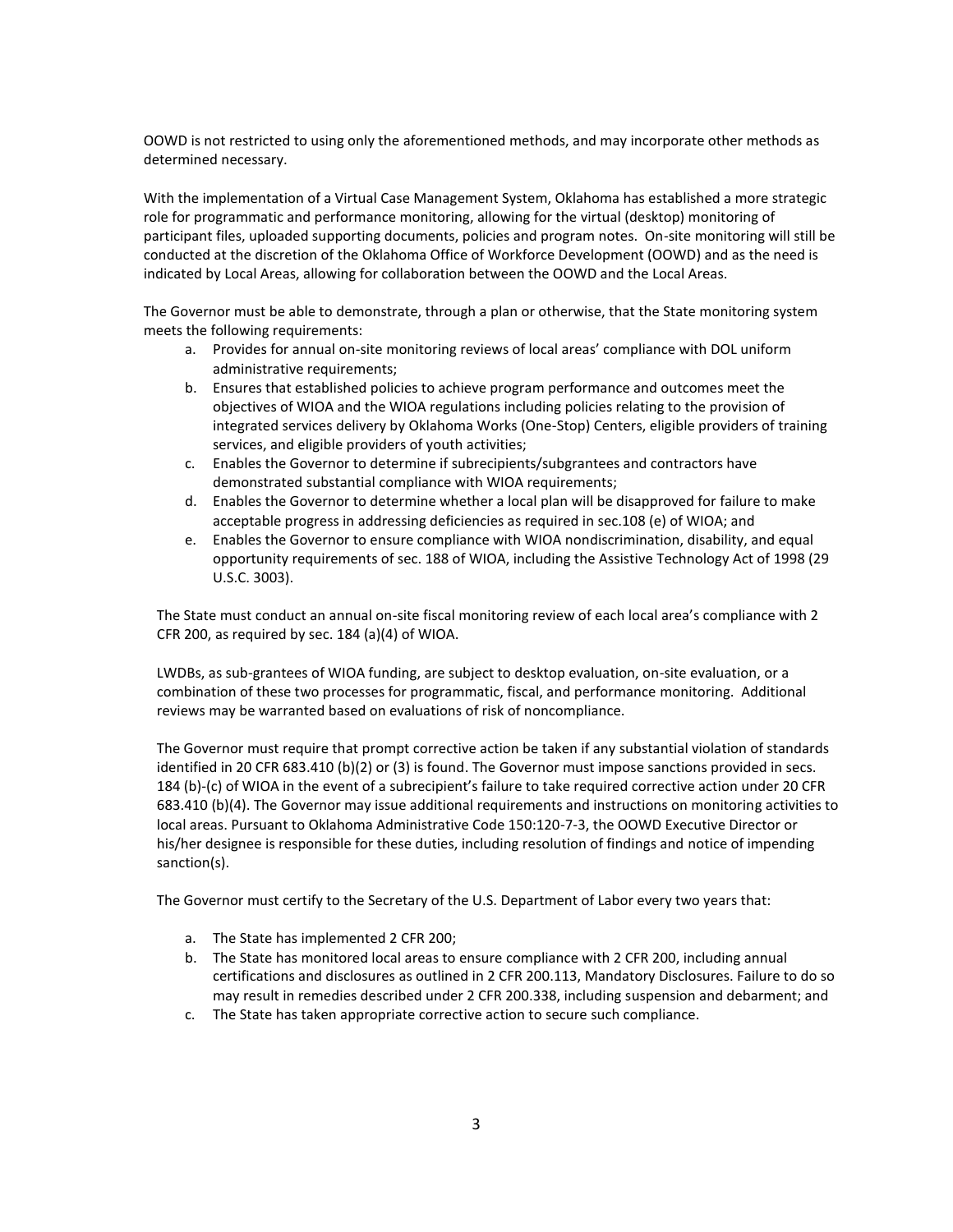OOWD is not restricted to using only the aforementioned methods, and may incorporate other methods as determined necessary.

With the implementation of a Virtual Case Management System, Oklahoma has established a more strategic role for programmatic and performance monitoring, allowing for the virtual (desktop) monitoring of participant files, uploaded supporting documents, policies and program notes. On-site monitoring will still be conducted at the discretion of the Oklahoma Office of Workforce Development (OOWD) and as the need is indicated by Local Areas, allowing for collaboration between the OOWD and the Local Areas.

The Governor must be able to demonstrate, through a plan or otherwise, that the State monitoring system meets the following requirements:

a. Provides for annual on-site monitoring reviews of local areas' compliance with DOL uniform administrative requirements;
b. Ensures that established policies to achieve program performance and outcomes meet the objectives of WIOA and the WIOA regulations including policies relating to the provision of integrated services delivery by Oklahoma Works (One-Stop) Centers, eligible providers of training services, and eligible providers of youth activities;
c. Enables the Governor to determine if subrecipients/subgrantees and contractors have demonstrated substantial compliance with WIOA requirements;
d. Enables the Governor to determine whether a local plan will be disapproved for failure to make acceptable progress in addressing deficiencies as required in sec.108 (e) of WIOA; and
e. Enables the Governor to ensure compliance with WIOA nondiscrimination, disability, and equal opportunity requirements of sec. 188 of WIOA, including the Assistive Technology Act of 1998 (29 U.S.C. 3003).

The State must conduct an annual on-site fiscal monitoring review of each local area's compliance with 2 CFR 200, as required by sec. 184 (a)(4) of WIOA.

LWDBs, as sub-grantees of WIOA funding, are subject to desktop evaluation, on-site evaluation, or a combination of these two processes for programmatic, fiscal, and performance monitoring. Additional reviews may be warranted based on evaluations of risk of noncompliance.

The Governor must require that prompt corrective action be taken if any substantial violation of standards identified in 20 CFR 683.410 (b)(2) or (3) is found. The Governor must impose sanctions provided in secs. 184 (b)-(c) of WIOA in the event of a subrecipient's failure to take required corrective action under 20 CFR 683.410 (b)(4). The Governor may issue additional requirements and instructions on monitoring activities to local areas. Pursuant to Oklahoma Administrative Code 150:120-7-3, the OOWD Executive Director or his/her designee is responsible for these duties, including resolution of findings and notice of impending sanction(s).

The Governor must certify to the Secretary of the U.S. Department of Labor every two years that:

a. The State has implemented 2 CFR 200;
b. The State has monitored local areas to ensure compliance with 2 CFR 200, including annual certifications and disclosures as outlined in 2 CFR 200.113, Mandatory Disclosures. Failure to do so may result in remedies described under 2 CFR 200.338, including suspension and debarment; and
c. The State has taken appropriate corrective action to secure such compliance.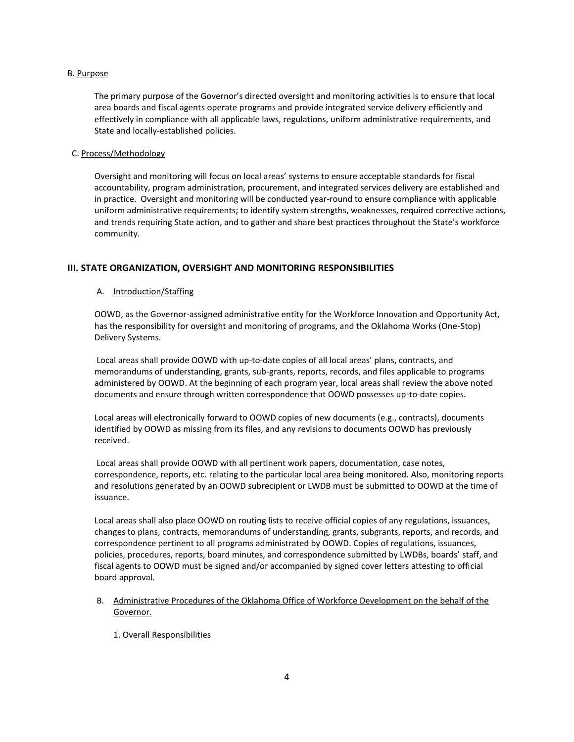B. Purpose

The primary purpose of the Governor's directed oversight and monitoring activities is to ensure that local area boards and fiscal agents operate programs and provide integrated service delivery efficiently and effectively in compliance with all applicable laws, regulations, uniform administrative requirements, and State and locally-established policies.

C. Process/Methodology

Oversight and monitoring will focus on local areas' systems to ensure acceptable standards for fiscal accountability, program administration, procurement, and integrated services delivery are established and in practice. Oversight and monitoring will be conducted year-round to ensure compliance with applicable uniform administrative requirements; to identify system strengths, weaknesses, required corrective actions, and trends requiring State action, and to gather and share best practices throughout the State's workforce community.

## III. STATE ORGANIZATION, OVERSIGHT AND MONITORING RESPONSIBILITIES

A. Introduction/Staffing

OOWD, as the Governor-assigned administrative entity for the Workforce Innovation and Opportunity Act, has the responsibility for oversight and monitoring of programs, and the Oklahoma Works (One-Stop) Delivery Systems.

Local areas shall provide OOWD with up-to-date copies of all local areas' plans, contracts, and memorandums of understanding, grants, sub-grants, reports, records, and files applicable to programs administered by OOWD. At the beginning of each program year, local areas shall review the above noted documents and ensure through written correspondence that OOWD possesses up-to-date copies.

Local areas will electronically forward to OOWD copies of new documents (e.g., contracts), documents identified by OOWD as missing from its files, and any revisions to documents OOWD has previously received.

Local areas shall provide OOWD with all pertinent work papers, documentation, case notes, correspondence, reports, etc. relating to the particular local area being monitored. Also, monitoring reports and resolutions generated by an OOWD subrecipient or LWDB must be submitted to OOWD at the time of issuance.

Local areas shall also place OOWD on routing lists to receive official copies of any regulations, issuances, changes to plans, contracts, memorandums of understanding, grants, subgrants, reports, and records, and correspondence pertinent to all programs administrated by OOWD. Copies of regulations, issuances, policies, procedures, reports, board minutes, and correspondence submitted by LWDBs, boards' staff, and fiscal agents to OOWD must be signed and/or accompanied by signed cover letters attesting to official board approval.

B. Administrative Procedures of the Oklahoma Office of Workforce Development on the behalf of the Governor.

1. Overall Responsibilities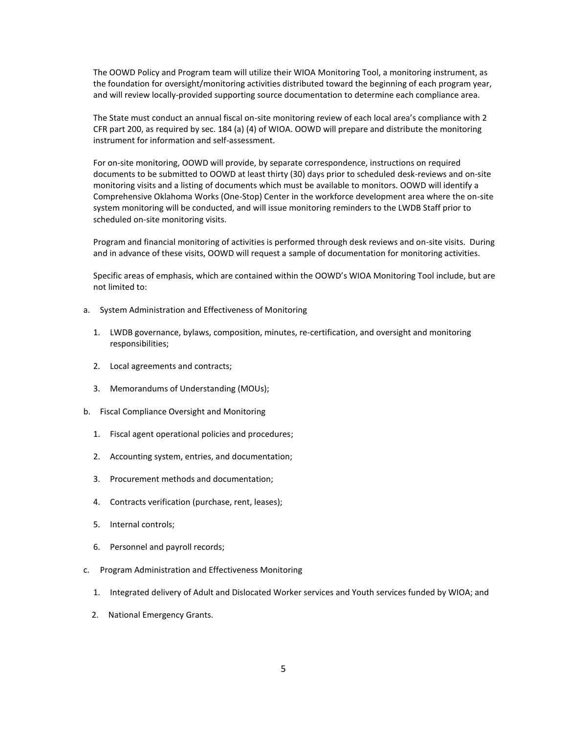The OOWD Policy and Program team will utilize their WIOA Monitoring Tool, a monitoring instrument, as the foundation for oversight/monitoring activities distributed toward the beginning of each program year, and will review locally-provided supporting source documentation to determine each compliance area.

The State must conduct an annual fiscal on-site monitoring review of each local area's compliance with 2 CFR part 200, as required by sec. 184 (a) (4) of WIOA. OOWD will prepare and distribute the monitoring instrument for information and self-assessment.

For on-site monitoring, OOWD will provide, by separate correspondence, instructions on required documents to be submitted to OOWD at least thirty (30) days prior to scheduled desk-reviews and on-site monitoring visits and a listing of documents which must be available to monitors. OOWD will identify a Comprehensive Oklahoma Works (One-Stop) Center in the workforce development area where the on-site system monitoring will be conducted, and will issue monitoring reminders to the LWDB Staff prior to scheduled on-site monitoring visits.

Program and financial monitoring of activities is performed through desk reviews and on-site visits. During and in advance of these visits, OOWD will request a sample of documentation for monitoring activities.

Specific areas of emphasis, which are contained within the OOWD's WIOA Monitoring Tool include, but are not limited to:

a. System Administration and Effectiveness of Monitoring

   1. LWDB governance, bylaws, composition, minutes, re-certification, and oversight and monitoring responsibilities;

   2. Local agreements and contracts;

   3. Memorandums of Understanding (MOUs);

b. Fiscal Compliance Oversight and Monitoring

   1. Fiscal agent operational policies and procedures;

   2. Accounting system, entries, and documentation;

   3. Procurement methods and documentation;

   4. Contracts verification (purchase, rent, leases);

   5. Internal controls;

   6. Personnel and payroll records;

c. Program Administration and Effectiveness Monitoring

   1. Integrated delivery of Adult and Dislocated Worker services and Youth services funded by WIOA; and

   2. National Emergency Grants.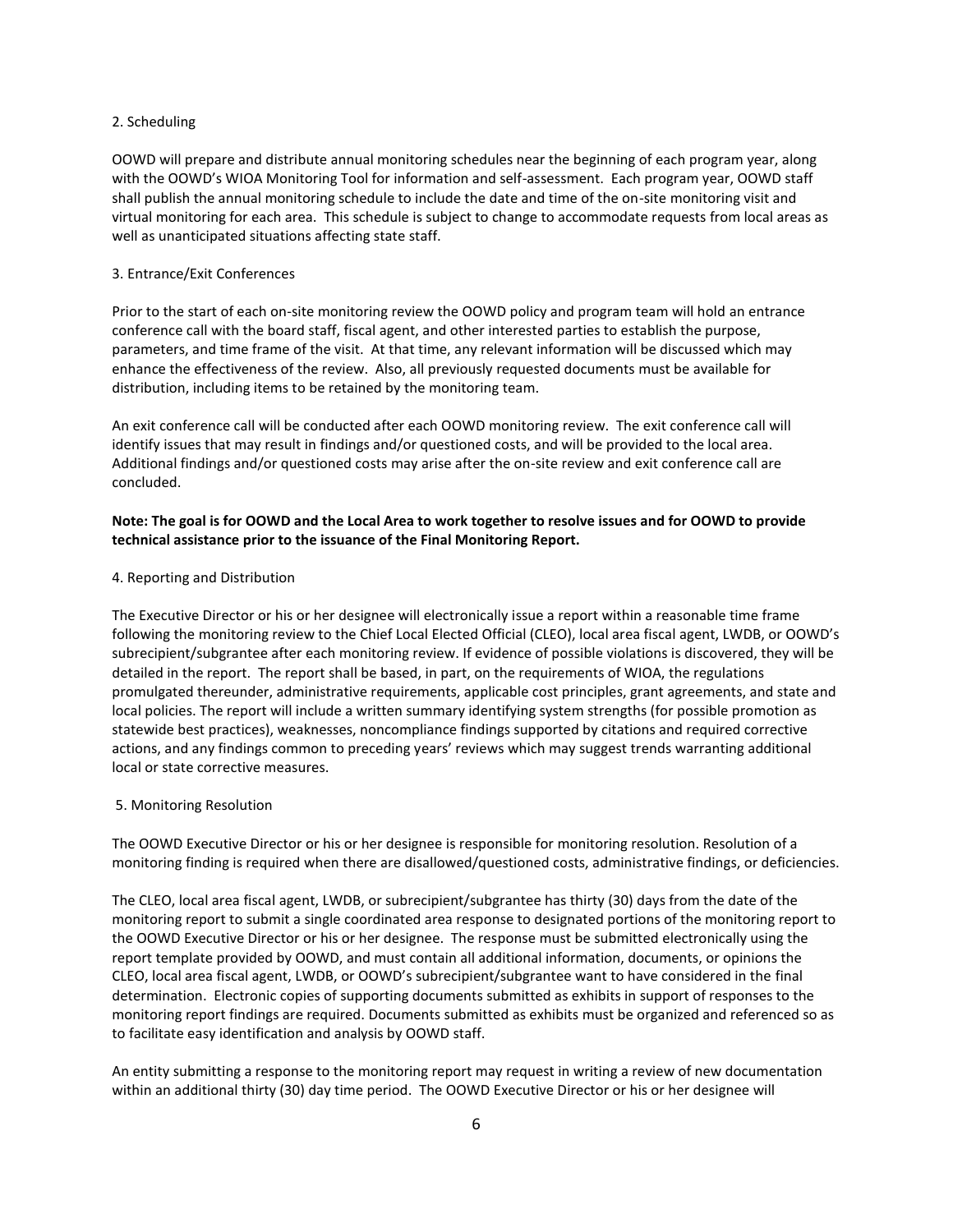2. Scheduling

OOWD will prepare and distribute annual monitoring schedules near the beginning of each program year, along with the OOWD's WIOA Monitoring Tool for information and self-assessment. Each program year, OOWD staff shall publish the annual monitoring schedule to include the date and time of the on-site monitoring visit and virtual monitoring for each area. This schedule is subject to change to accommodate requests from local areas as well as unanticipated situations affecting state staff.

3. Entrance/Exit Conferences

Prior to the start of each on-site monitoring review the OOWD policy and program team will hold an entrance conference call with the board staff, fiscal agent, and other interested parties to establish the purpose, parameters, and time frame of the visit. At that time, any relevant information will be discussed which may enhance the effectiveness of the review. Also, all previously requested documents must be available for distribution, including items to be retained by the monitoring team.

An exit conference call will be conducted after each OOWD monitoring review. The exit conference call will identify issues that may result in findings and/or questioned costs, and will be provided to the local area. Additional findings and/or questioned costs may arise after the on-site review and exit conference call are concluded.

**Note: The goal is for OOWD and the Local Area to work together to resolve issues and for OOWD to provide technical assistance prior to the issuance of the Final Monitoring Report.**

4. Reporting and Distribution

The Executive Director or his or her designee will electronically issue a report within a reasonable time frame following the monitoring review to the Chief Local Elected Official (CLEO), local area fiscal agent, LWDB, or OOWD's subrecipient/subgrantee after each monitoring review. If evidence of possible violations is discovered, they will be detailed in the report. The report shall be based, in part, on the requirements of WIOA, the regulations promulgated thereunder, administrative requirements, applicable cost principles, grant agreements, and state and local policies. The report will include a written summary identifying system strengths (for possible promotion as statewide best practices), weaknesses, noncompliance findings supported by citations and required corrective actions, and any findings common to preceding years' reviews which may suggest trends warranting additional local or state corrective measures.

5. Monitoring Resolution

The OOWD Executive Director or his or her designee is responsible for monitoring resolution. Resolution of a monitoring finding is required when there are disallowed/questioned costs, administrative findings, or deficiencies.

The CLEO, local area fiscal agent, LWDB, or subrecipient/subgrantee has thirty (30) days from the date of the monitoring report to submit a single coordinated area response to designated portions of the monitoring report to the OOWD Executive Director or his or her designee. The response must be submitted electronically using the report template provided by OOWD, and must contain all additional information, documents, or opinions the CLEO, local area fiscal agent, LWDB, or OOWD's subrecipient/subgrantee want to have considered in the final determination. Electronic copies of supporting documents submitted as exhibits in support of responses to the monitoring report findings are required. Documents submitted as exhibits must be organized and referenced so as to facilitate easy identification and analysis by OOWD staff.

An entity submitting a response to the monitoring report may request in writing a review of new documentation within an additional thirty (30) day time period. The OOWD Executive Director or his or her designee will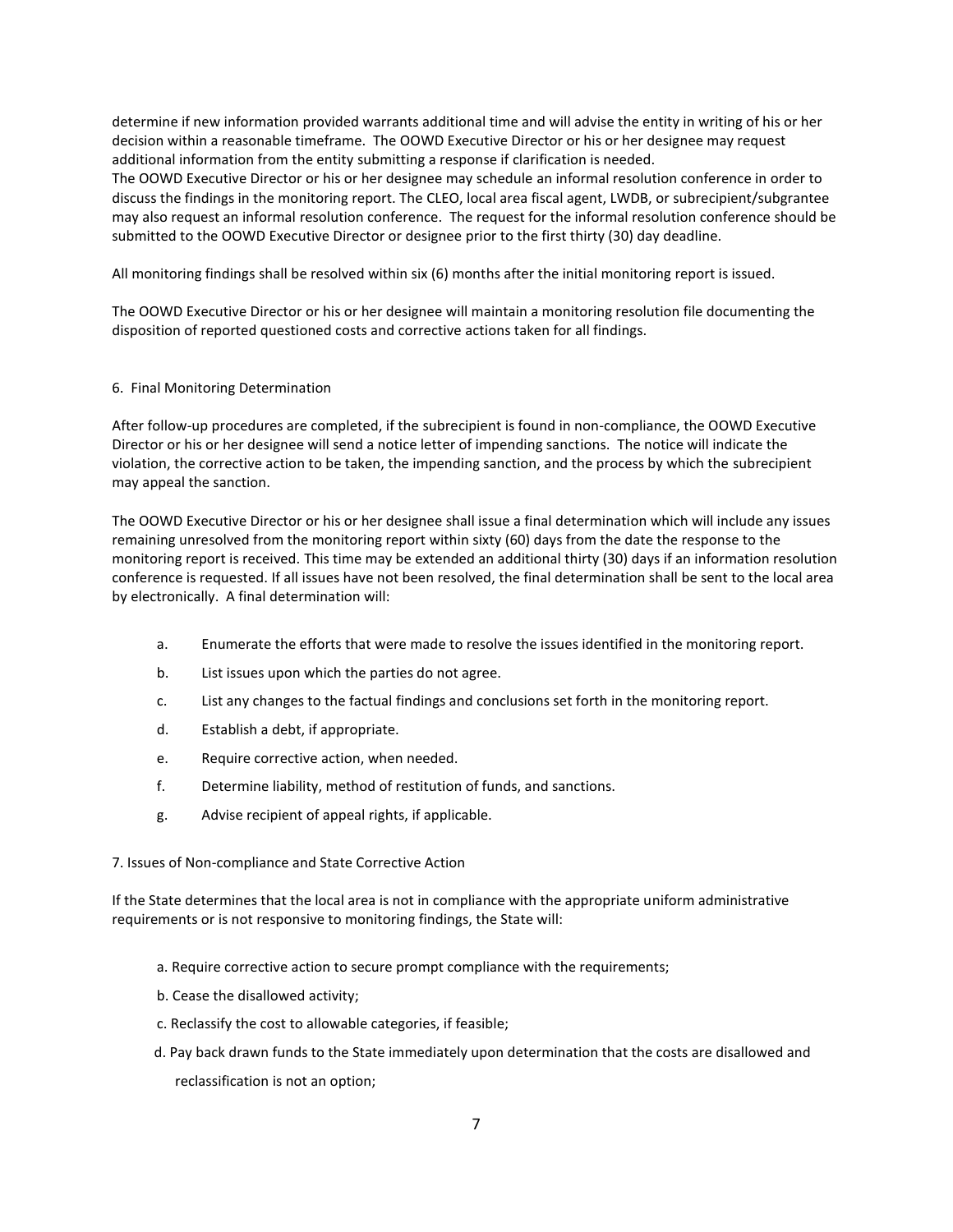determine if new information provided warrants additional time and will advise the entity in writing of his or her decision within a reasonable timeframe. The OOWD Executive Director or his or her designee may request additional information from the entity submitting a response if clarification is needed.
The OOWD Executive Director or his or her designee may schedule an informal resolution conference in order to discuss the findings in the monitoring report. The CLEO, local area fiscal agent, LWDB, or subrecipient/subgrantee may also request an informal resolution conference. The request for the informal resolution conference should be submitted to the OOWD Executive Director or designee prior to the first thirty (30) day deadline.

All monitoring findings shall be resolved within six (6) months after the initial monitoring report is issued.

The OOWD Executive Director or his or her designee will maintain a monitoring resolution file documenting the disposition of reported questioned costs and corrective actions taken for all findings.

6. Final Monitoring Determination

After follow-up procedures are completed, if the subrecipient is found in non-compliance, the OOWD Executive Director or his or her designee will send a notice letter of impending sanctions. The notice will indicate the violation, the corrective action to be taken, the impending sanction, and the process by which the subrecipient may appeal the sanction.

The OOWD Executive Director or his or her designee shall issue a final determination which will include any issues remaining unresolved from the monitoring report within sixty (60) days from the date the response to the monitoring report is received. This time may be extended an additional thirty (30) days if an information resolution conference is requested. If all issues have not been resolved, the final determination shall be sent to the local area by electronically. A final determination will:

a. Enumerate the efforts that were made to resolve the issues identified in the monitoring report.
b. List issues upon which the parties do not agree.
c. List any changes to the factual findings and conclusions set forth in the monitoring report.
d. Establish a debt, if appropriate.
e. Require corrective action, when needed.
f. Determine liability, method of restitution of funds, and sanctions.
g. Advise recipient of appeal rights, if applicable.

7. Issues of Non-compliance and State Corrective Action

If the State determines that the local area is not in compliance with the appropriate uniform administrative requirements or is not responsive to monitoring findings, the State will:

a. Require corrective action to secure prompt compliance with the requirements;
b. Cease the disallowed activity;
c. Reclassify the cost to allowable categories, if feasible;
d. Pay back drawn funds to the State immediately upon determination that the costs are disallowed and reclassification is not an option;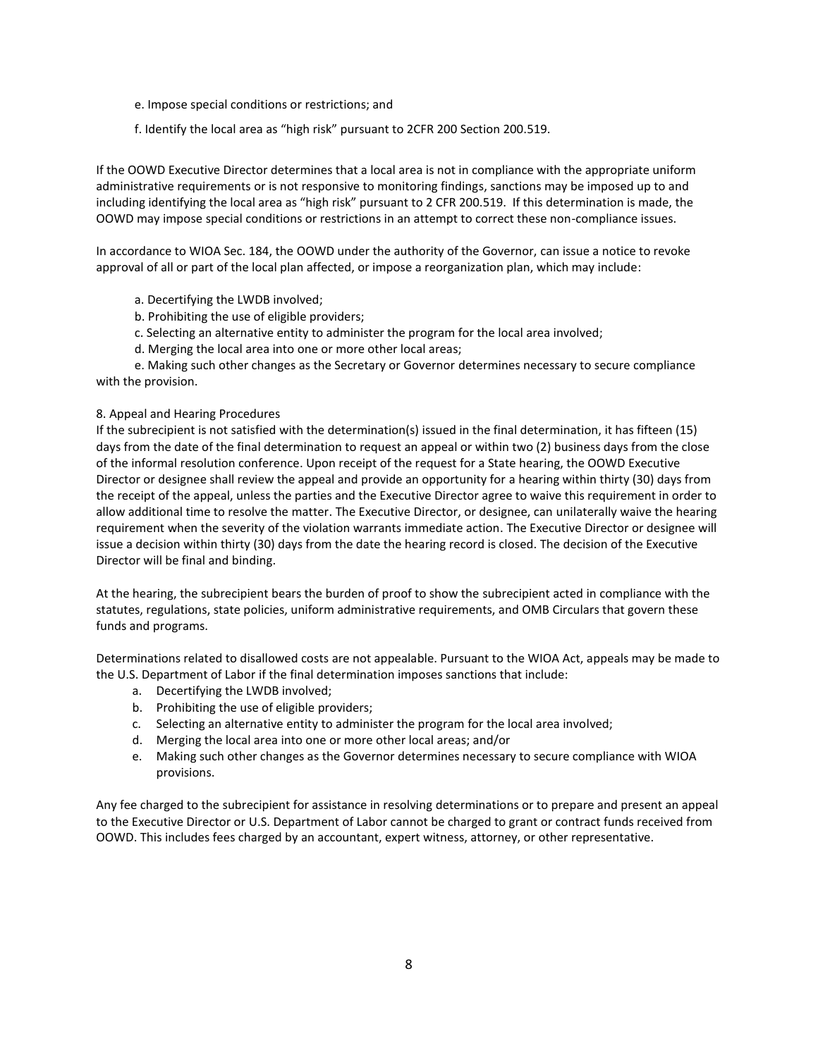e. Impose special conditions or restrictions; and

f. Identify the local area as "high risk" pursuant to 2CFR 200 Section 200.519.

If the OOWD Executive Director determines that a local area is not in compliance with the appropriate uniform administrative requirements or is not responsive to monitoring findings, sanctions may be imposed up to and including identifying the local area as "high risk" pursuant to 2 CFR 200.519. If this determination is made, the OOWD may impose special conditions or restrictions in an attempt to correct these non-compliance issues.

In accordance to WIOA Sec. 184, the OOWD under the authority of the Governor, can issue a notice to revoke approval of all or part of the local plan affected, or impose a reorganization plan, which may include:

a. Decertifying the LWDB involved;
b. Prohibiting the use of eligible providers;
c. Selecting an alternative entity to administer the program for the local area involved;
d. Merging the local area into one or more other local areas;
e. Making such other changes as the Secretary or Governor determines necessary to secure compliance with the provision.

## 8. Appeal and Hearing Procedures

If the subrecipient is not satisfied with the determination(s) issued in the final determination, it has fifteen (15) days from the date of the final determination to request an appeal or within two (2) business days from the close of the informal resolution conference. Upon receipt of the request for a State hearing, the OOWD Executive Director or designee shall review the appeal and provide an opportunity for a hearing within thirty (30) days from the receipt of the appeal, unless the parties and the Executive Director agree to waive this requirement in order to allow additional time to resolve the matter. The Executive Director, or designee, can unilaterally waive the hearing requirement when the severity of the violation warrants immediate action. The Executive Director or designee will issue a decision within thirty (30) days from the date the hearing record is closed. The decision of the Executive Director will be final and binding.

At the hearing, the subrecipient bears the burden of proof to show the subrecipient acted in compliance with the statutes, regulations, state policies, uniform administrative requirements, and OMB Circulars that govern these funds and programs.

Determinations related to disallowed costs are not appealable. Pursuant to the WIOA Act, appeals may be made to the U.S. Department of Labor if the final determination imposes sanctions that include:

a. Decertifying the LWDB involved;
b. Prohibiting the use of eligible providers;
c. Selecting an alternative entity to administer the program for the local area involved;
d. Merging the local area into one or more other local areas; and/or
e. Making such other changes as the Governor determines necessary to secure compliance with WIOA provisions.

Any fee charged to the subrecipient for assistance in resolving determinations or to prepare and present an appeal to the Executive Director or U.S. Department of Labor cannot be charged to grant or contract funds received from OOWD. This includes fees charged by an accountant, expert witness, attorney, or other representative.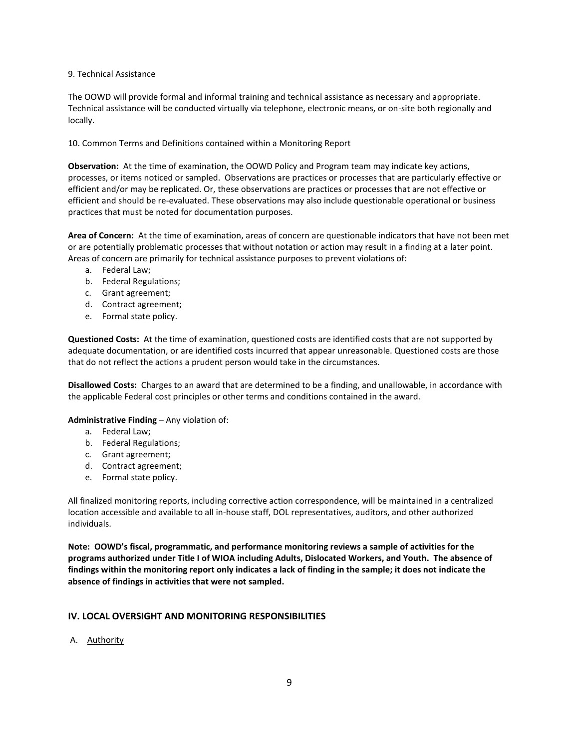9. Technical Assistance

The OOWD will provide formal and informal training and technical assistance as necessary and appropriate. Technical assistance will be conducted virtually via telephone, electronic means, or on-site both regionally and locally.

10. Common Terms and Definitions contained within a Monitoring Report

**Observation:** At the time of examination, the OOWD Policy and Program team may indicate key actions, processes, or items noticed or sampled. Observations are practices or processes that are particularly effective or efficient and/or may be replicated. Or, these observations are practices or processes that are not effective or efficient and should be re-evaluated. These observations may also include questionable operational or business practices that must be noted for documentation purposes.

**Area of Concern:** At the time of examination, areas of concern are questionable indicators that have not been met or are potentially problematic processes that without notation or action may result in a finding at a later point. Areas of concern are primarily for technical assistance purposes to prevent violations of:

a. Federal Law;
b. Federal Regulations;
c. Grant agreement;
d. Contract agreement;
e. Formal state policy.

**Questioned Costs:** At the time of examination, questioned costs are identified costs that are not supported by adequate documentation, or are identified costs incurred that appear unreasonable. Questioned costs are those that do not reflect the actions a prudent person would take in the circumstances.

**Disallowed Costs:** Charges to an award that are determined to be a finding, and unallowable, in accordance with the applicable Federal cost principles or other terms and conditions contained in the award.

**Administrative Finding** – Any violation of:

a. Federal Law;
b. Federal Regulations;
c. Grant agreement;
d. Contract agreement;
e. Formal state policy.

All finalized monitoring reports, including corrective action correspondence, will be maintained in a centralized location accessible and available to all in-house staff, DOL representatives, auditors, and other authorized individuals.

**Note: OOWD's fiscal, programmatic, and performance monitoring reviews a sample of activities for the programs authorized under Title I of WIOA including Adults, Dislocated Workers, and Youth. The absence of findings within the monitoring report only indicates a lack of finding in the sample; it does not indicate the absence of findings in activities that were not sampled.**

## IV. LOCAL OVERSIGHT AND MONITORING RESPONSIBILITIES

A. Authority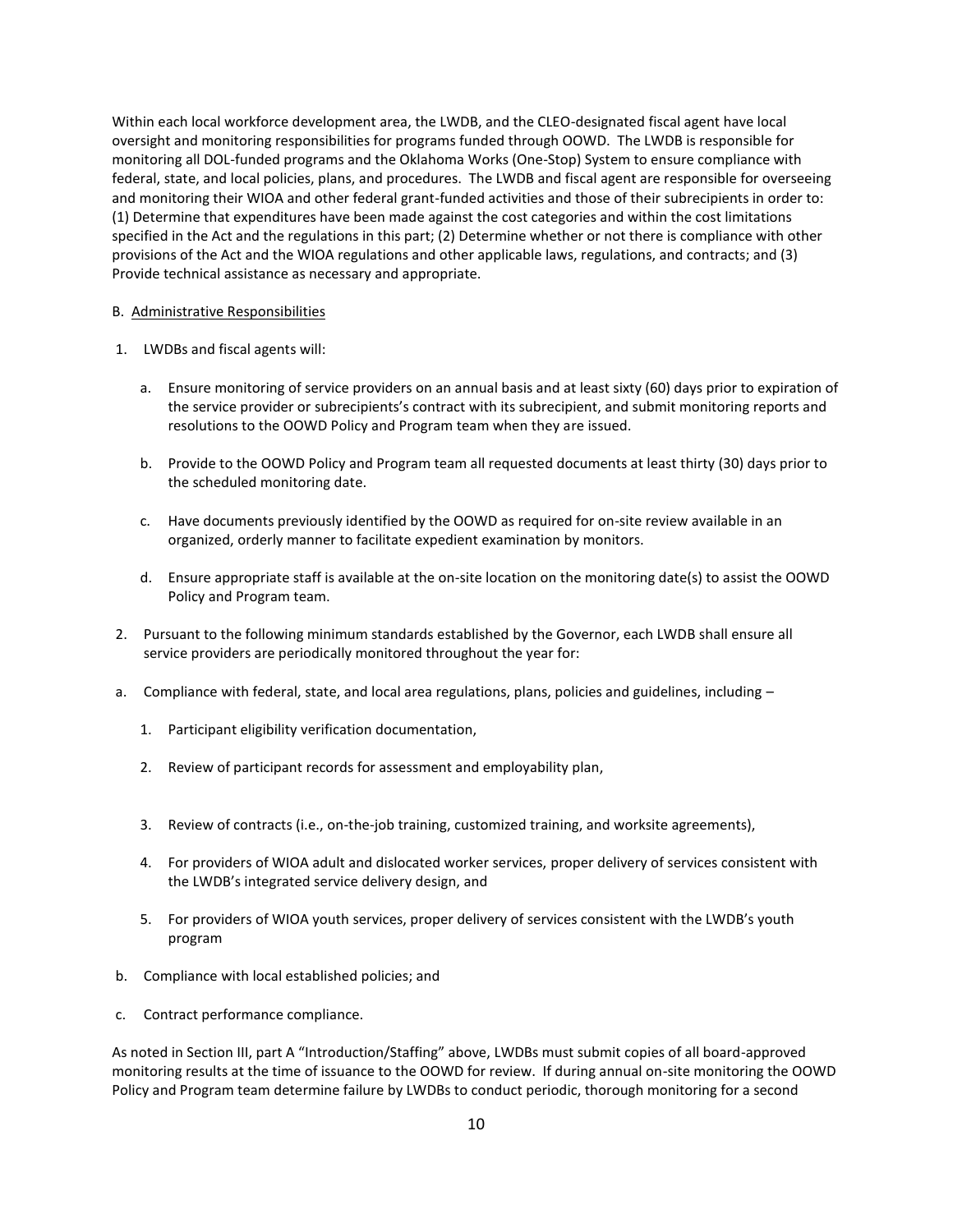Within each local workforce development area, the LWDB, and the CLEO-designated fiscal agent have local oversight and monitoring responsibilities for programs funded through OOWD. The LWDB is responsible for monitoring all DOL-funded programs and the Oklahoma Works (One-Stop) System to ensure compliance with federal, state, and local policies, plans, and procedures. The LWDB and fiscal agent are responsible for overseeing and monitoring their WIOA and other federal grant-funded activities and those of their subrecipients in order to: (1) Determine that expenditures have been made against the cost categories and within the cost limitations specified in the Act and the regulations in this part; (2) Determine whether or not there is compliance with other provisions of the Act and the WIOA regulations and other applicable laws, regulations, and contracts; and (3) Provide technical assistance as necessary and appropriate.

B. Administrative Responsibilities

1. LWDBs and fiscal agents will:

   a. Ensure monitoring of service providers on an annual basis and at least sixty (60) days prior to expiration of the service provider or subrecipients's contract with its subrecipient, and submit monitoring reports and resolutions to the OOWD Policy and Program team when they are issued.

   b. Provide to the OOWD Policy and Program team all requested documents at least thirty (30) days prior to the scheduled monitoring date.

   c. Have documents previously identified by the OOWD as required for on-site review available in an organized, orderly manner to facilitate expedient examination by monitors.

   d. Ensure appropriate staff is available at the on-site location on the monitoring date(s) to assist the OOWD Policy and Program team.

2. Pursuant to the following minimum standards established by the Governor, each LWDB shall ensure all service providers are periodically monitored throughout the year for:

a. Compliance with federal, state, and local area regulations, plans, policies and guidelines, including –

   1. Participant eligibility verification documentation,

   2. Review of participant records for assessment and employability plan,

   3. Review of contracts (i.e., on-the-job training, customized training, and worksite agreements),

   4. For providers of WIOA adult and dislocated worker services, proper delivery of services consistent with the LWDB's integrated service delivery design, and

   5. For providers of WIOA youth services, proper delivery of services consistent with the LWDB's youth program

b. Compliance with local established policies; and

c. Contract performance compliance.

As noted in Section III, part A "Introduction/Staffing" above, LWDBs must submit copies of all board-approved monitoring results at the time of issuance to the OOWD for review. If during annual on-site monitoring the OOWD Policy and Program team determine failure by LWDBs to conduct periodic, thorough monitoring for a second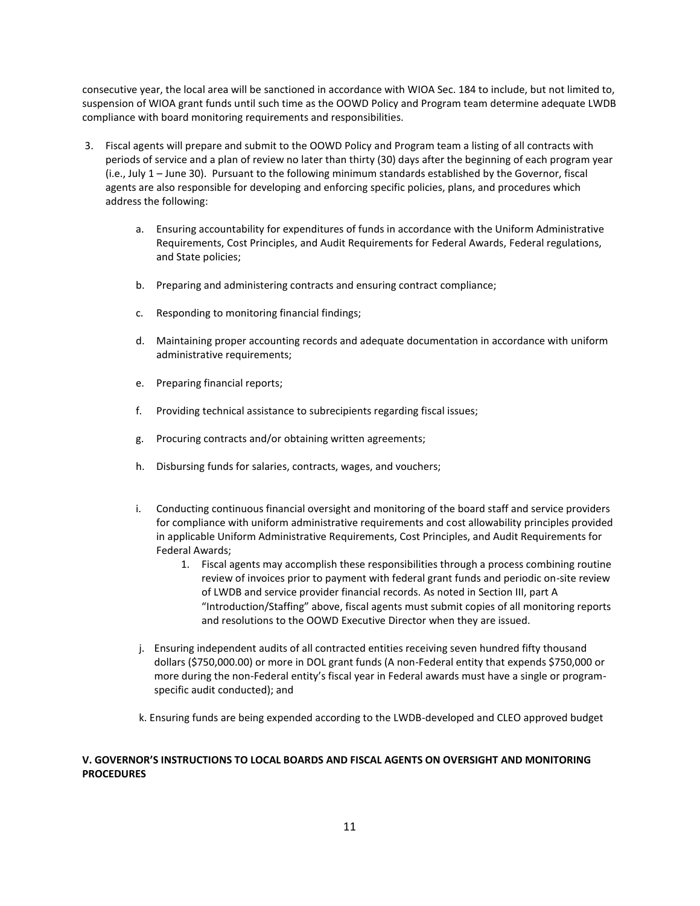consecutive year, the local area will be sanctioned in accordance with WIOA Sec. 184 to include, but not limited to, suspension of WIOA grant funds until such time as the OOWD Policy and Program team determine adequate LWDB compliance with board monitoring requirements and responsibilities.

3. Fiscal agents will prepare and submit to the OOWD Policy and Program team a listing of all contracts with periods of service and a plan of review no later than thirty (30) days after the beginning of each program year (i.e., July 1 – June 30). Pursuant to the following minimum standards established by the Governor, fiscal agents are also responsible for developing and enforcing specific policies, plans, and procedures which address the following:

    a. Ensuring accountability for expenditures of funds in accordance with the Uniform Administrative Requirements, Cost Principles, and Audit Requirements for Federal Awards, Federal regulations, and State policies;

    b. Preparing and administering contracts and ensuring contract compliance;

    c. Responding to monitoring financial findings;

    d. Maintaining proper accounting records and adequate documentation in accordance with uniform administrative requirements;

    e. Preparing financial reports;

    f. Providing technical assistance to subrecipients regarding fiscal issues;

    g. Procuring contracts and/or obtaining written agreements;

    h. Disbursing funds for salaries, contracts, wages, and vouchers;

    i. Conducting continuous financial oversight and monitoring of the board staff and service providers for compliance with uniform administrative requirements and cost allowability principles provided in applicable Uniform Administrative Requirements, Cost Principles, and Audit Requirements for Federal Awards;

        1. Fiscal agents may accomplish these responsibilities through a process combining routine review of invoices prior to payment with federal grant funds and periodic on-site review of LWDB and service provider financial records. As noted in Section III, part A "Introduction/Staffing" above, fiscal agents must submit copies of all monitoring reports and resolutions to the OOWD Executive Director when they are issued.

    j. Ensuring independent audits of all contracted entities receiving seven hundred fifty thousand dollars ($750,000.00) or more in DOL grant funds (A non-Federal entity that expends $750,000 or more during the non-Federal entity's fiscal year in Federal awards must have a single or program-specific audit conducted); and

    k. Ensuring funds are being expended according to the LWDB-developed and CLEO approved budget

**V. GOVERNOR'S INSTRUCTIONS TO LOCAL BOARDS AND FISCAL AGENTS ON OVERSIGHT AND MONITORING PROCEDURES**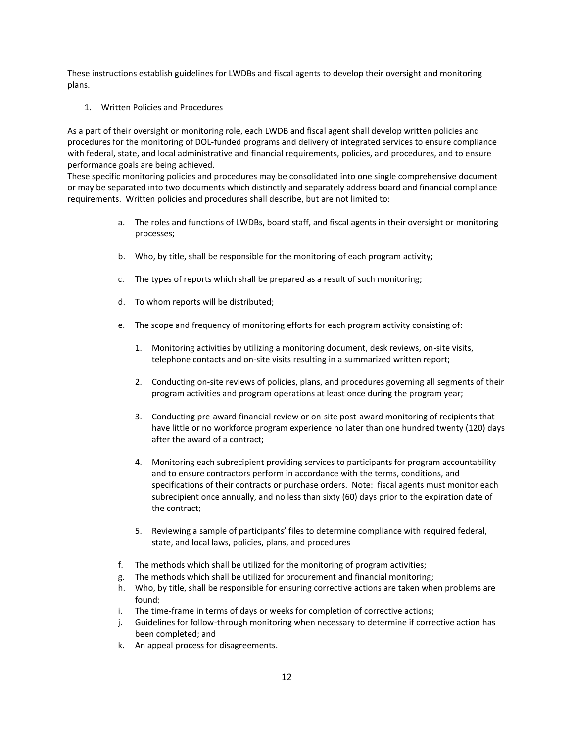These instructions establish guidelines for LWDBs and fiscal agents to develop their oversight and monitoring plans.

1. Written Policies and Procedures

As a part of their oversight or monitoring role, each LWDB and fiscal agent shall develop written policies and procedures for the monitoring of DOL-funded programs and delivery of integrated services to ensure compliance with federal, state, and local administrative and financial requirements, policies, and procedures, and to ensure performance goals are being achieved.

These specific monitoring policies and procedures may be consolidated into one single comprehensive document or may be separated into two documents which distinctly and separately address board and financial compliance requirements. Written policies and procedures shall describe, but are not limited to:

a. The roles and functions of LWDBs, board staff, and fiscal agents in their oversight or monitoring processes;

b. Who, by title, shall be responsible for the monitoring of each program activity;

c. The types of reports which shall be prepared as a result of such monitoring;

d. To whom reports will be distributed;

e. The scope and frequency of monitoring efforts for each program activity consisting of:

   1. Monitoring activities by utilizing a monitoring document, desk reviews, on-site visits, telephone contacts and on-site visits resulting in a summarized written report;

   2. Conducting on-site reviews of policies, plans, and procedures governing all segments of their program activities and program operations at least once during the program year;

   3. Conducting pre-award financial review or on-site post-award monitoring of recipients that have little or no workforce program experience no later than one hundred twenty (120) days after the award of a contract;

   4. Monitoring each subrecipient providing services to participants for program accountability and to ensure contractors perform in accordance with the terms, conditions, and specifications of their contracts or purchase orders. Note: fiscal agents must monitor each subrecipient once annually, and no less than sixty (60) days prior to the expiration date of the contract;

   5. Reviewing a sample of participants' files to determine compliance with required federal, state, and local laws, policies, plans, and procedures

f. The methods which shall be utilized for the monitoring of program activities;

g. The methods which shall be utilized for procurement and financial monitoring;

h. Who, by title, shall be responsible for ensuring corrective actions are taken when problems are found;

i. The time-frame in terms of days or weeks for completion of corrective actions;

j. Guidelines for follow-through monitoring when necessary to determine if corrective action has been completed; and

k. An appeal process for disagreements.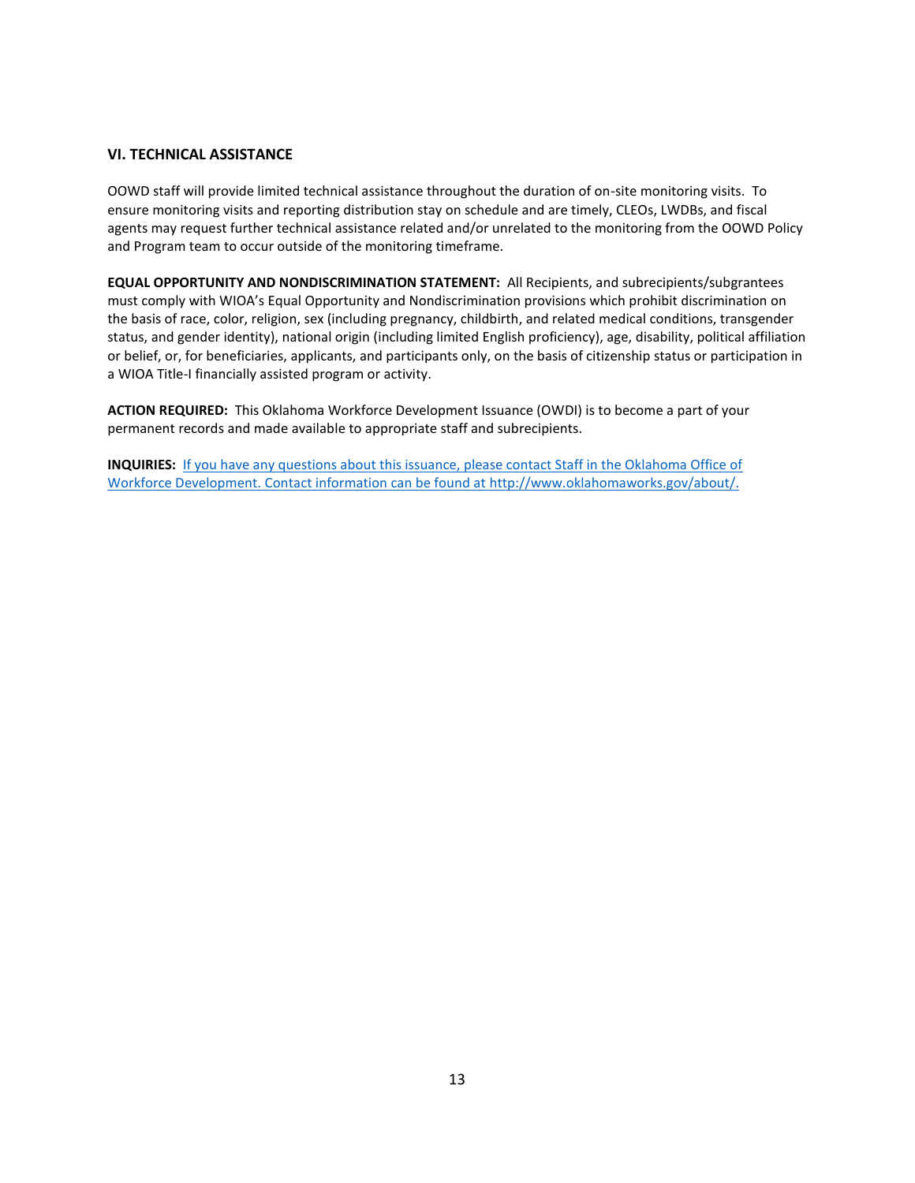### VI. TECHNICAL ASSISTANCE

OOWD staff will provide limited technical assistance throughout the duration of on-site monitoring visits. To ensure monitoring visits and reporting distribution stay on schedule and are timely, CLEOs, LWDBs, and fiscal agents may request further technical assistance related and/or unrelated to the monitoring from the OOWD Policy and Program team to occur outside of the monitoring timeframe.

**EQUAL OPPORTUNITY AND NONDISCRIMINATION STATEMENT:** All Recipients, and subrecipients/subgrantees must comply with WIOA's Equal Opportunity and Nondiscrimination provisions which prohibit discrimination on the basis of race, color, religion, sex (including pregnancy, childbirth, and related medical conditions, transgender status, and gender identity), national origin (including limited English proficiency), age, disability, political affiliation or belief, or, for beneficiaries, applicants, and participants only, on the basis of citizenship status or participation in a WIOA Title-I financially assisted program or activity.

**ACTION REQUIRED:** This Oklahoma Workforce Development Issuance (OWDI) is to become a part of your permanent records and made available to appropriate staff and subrecipients.

**INQUIRIES:** If you have any questions about this issuance, please contact Staff in the Oklahoma Office of Workforce Development. Contact information can be found at http://www.oklahomaworks.gov/about/.